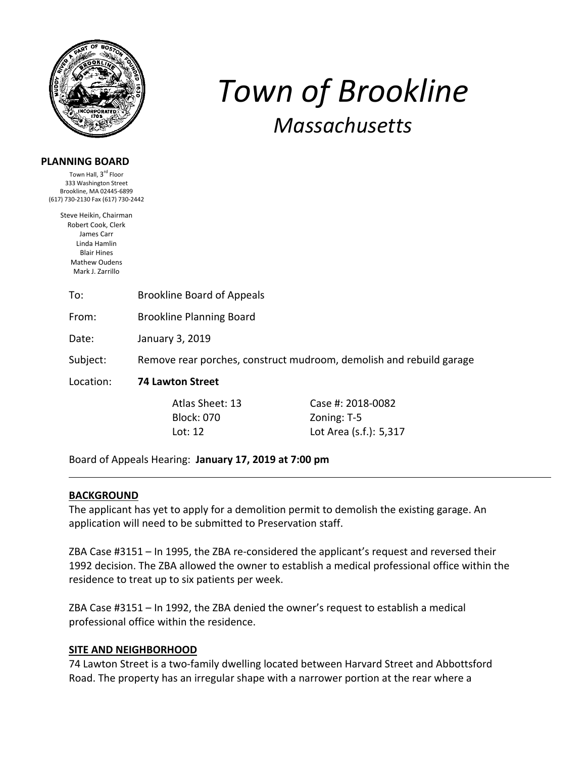# Town of Brookline

## Massachusetts

**PLANNING BOARD**

Town Hall, 3rd Floor
333 Washington Street
Brookline, MA 02445-6899
(617) 730-2130 Fax (617) 730-2442

Steve Heikin, Chairman
Robert Cook, Clerk
James Carr
Linda Hamlin
Blair Hines
Mathew Oudens
Mark J. Zarrillo

| | |
|---|---|
| To: | Brookline Board of Appeals |
| From: | Brookline Planning Board |
| Date: | January 3, 2019 |
| Subject: | Remove rear porches, construct mudroom, demolish and rebuild garage |
| Location: | **74 Lawton Street** |

| | |
|---|---|
| Atlas Sheet: 13 | Case #: 2018-0082 |
| Block: 070 | Zoning: T-5 |
| Lot: 12 | Lot Area (s.f.): 5,317 |

Board of Appeals Hearing: **January 17, 2019 at 7:00 pm**

---

**BACKGROUND**

The applicant has yet to apply for a demolition permit to demolish the existing garage. An application will need to be submitted to Preservation staff.

ZBA Case #3151 – In 1995, the ZBA re-considered the applicant's request and reversed their 1992 decision. The ZBA allowed the owner to establish a medical professional office within the residence to treat up to six patients per week.

ZBA Case #3151 – In 1992, the ZBA denied the owner's request to establish a medical professional office within the residence.

**SITE AND NEIGHBORHOOD**

74 Lawton Street is a two-family dwelling located between Harvard Street and Abbottsford Road. The property has an irregular shape with a narrower portion at the rear where a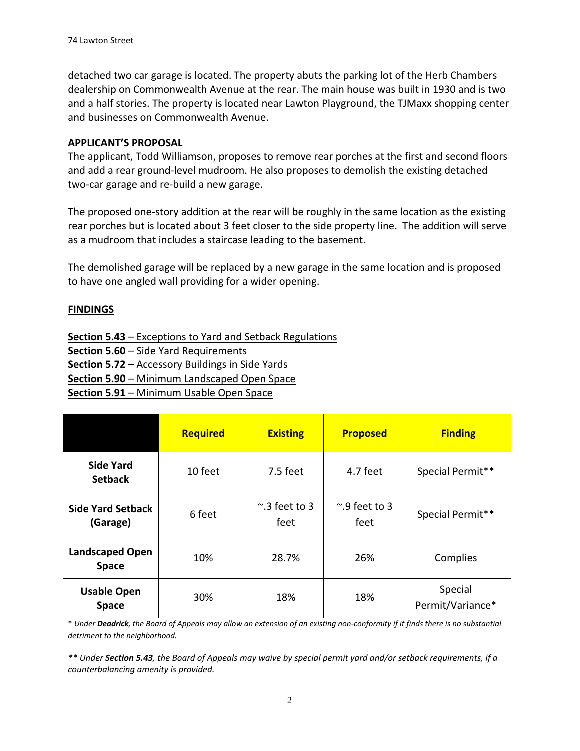detached two car garage is located. The property abuts the parking lot of the Herb Chambers dealership on Commonwealth Avenue at the rear. The main house was built in 1930 and is two and a half stories. The property is located near Lawton Playground, the TJMaxx shopping center and businesses on Commonwealth Avenue.

**APPLICANT'S PROPOSAL**

The applicant, Todd Williamson, proposes to remove rear porches at the first and second floors and add a rear ground-level mudroom. He also proposes to demolish the existing detached two-car garage and re-build a new garage.

The proposed one-story addition at the rear will be roughly in the same location as the existing rear porches but is located about 3 feet closer to the side property line. The addition will serve as a mudroom that includes a staircase leading to the basement.

The demolished garage will be replaced by a new garage in the same location and is proposed to have one angled wall providing for a wider opening.

**FINDINGS**

**Section 5.43** – Exceptions to Yard and Setback Regulations
**Section 5.60** – Side Yard Requirements
**Section 5.72** – Accessory Buildings in Side Yards
**Section 5.90** – Minimum Landscaped Open Space
**Section 5.91** – Minimum Usable Open Space

| | Required | Existing | Proposed | Finding |
|---|---|---|---|---|
| **Side Yard Setback** | 10 feet | 7.5 feet | 4.7 feet | Special Permit** |
| **Side Yard Setback (Garage)** | 6 feet | ~.3 feet to 3 feet | ~.9 feet to 3 feet | Special Permit** |
| **Landscaped Open Space** | 10% | 28.7% | 26% | Complies |
| **Usable Open Space** | 30% | 18% | 18% | Special Permit/Variance* |

*\* Under **Deadrick**, the Board of Appeals may allow an extension of an existing non-conformity if it finds there is no substantial detriment to the neighborhood.*

*\*\* Under **Section 5.43**, the Board of Appeals may waive by special permit yard and/or setback requirements, if a counterbalancing amenity is provided.*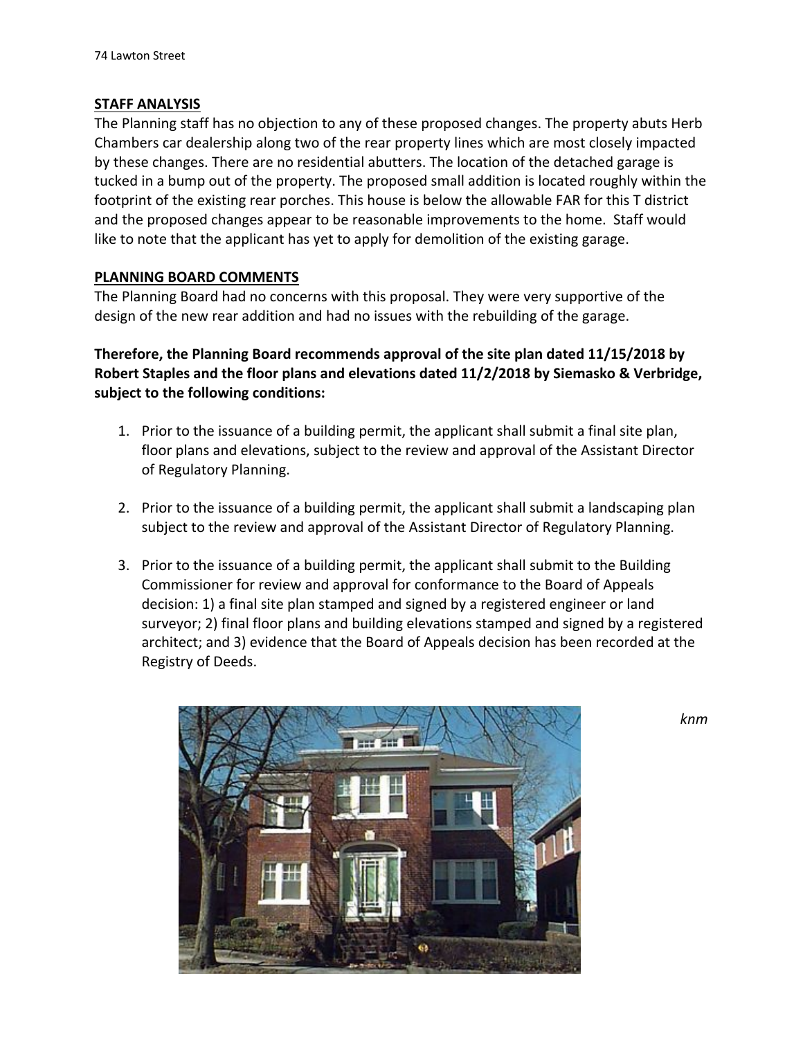## STAFF ANALYSIS

The Planning staff has no objection to any of these proposed changes. The property abuts Herb Chambers car dealership along two of the rear property lines which are most closely impacted by these changes. There are no residential abutters. The location of the detached garage is tucked in a bump out of the property. The proposed small addition is located roughly within the footprint of the existing rear porches. This house is below the allowable FAR for this T district and the proposed changes appear to be reasonable improvements to the home. Staff would like to note that the applicant has yet to apply for demolition of the existing garage.

## PLANNING BOARD COMMENTS

The Planning Board had no concerns with this proposal. They were very supportive of the design of the new rear addition and had no issues with the rebuilding of the garage.

**Therefore, the Planning Board recommends approval of the site plan dated 11/15/2018 by Robert Staples and the floor plans and elevations dated 11/2/2018 by Siemasko & Verbridge, subject to the following conditions:**

1. Prior to the issuance of a building permit, the applicant shall submit a final site plan, floor plans and elevations, subject to the review and approval of the Assistant Director of Regulatory Planning.

2. Prior to the issuance of a building permit, the applicant shall submit a landscaping plan subject to the review and approval of the Assistant Director of Regulatory Planning.

3. Prior to the issuance of a building permit, the applicant shall submit to the Building Commissioner for review and approval for conformance to the Board of Appeals decision: 1) a final site plan stamped and signed by a registered engineer or land surveyor; 2) final floor plans and building elevations stamped and signed by a registered architect; and 3) evidence that the Board of Appeals decision has been recorded at the Registry of Deeds.

*knm*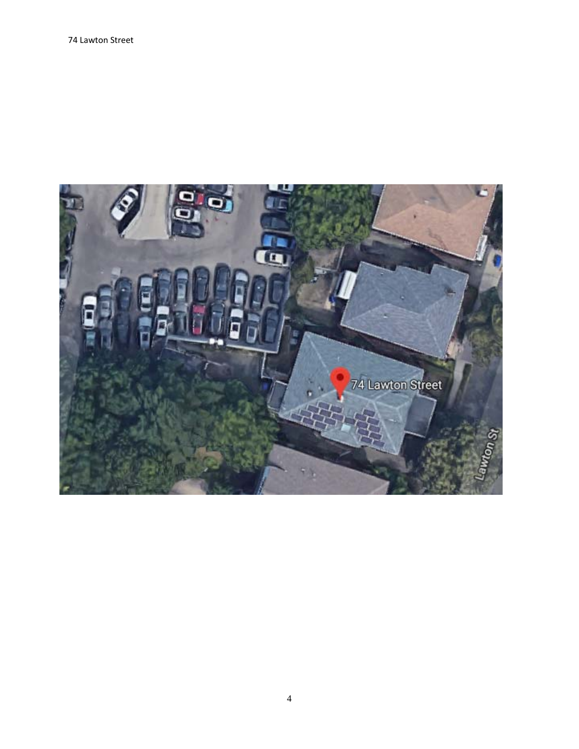74 Lawton Street